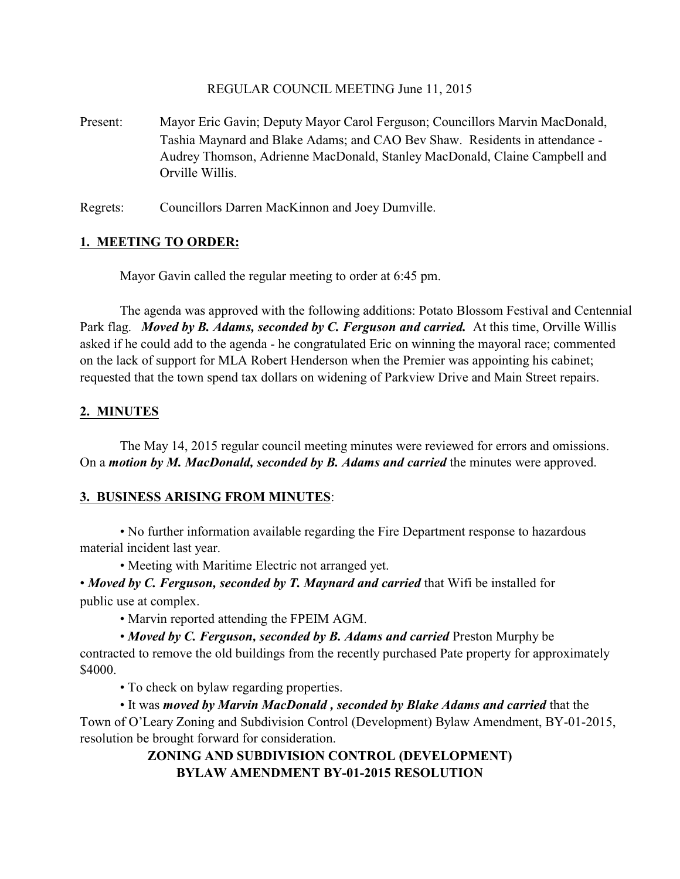REGULAR COUNCIL MEETING June 11, 2015

Present: Mayor Eric Gavin; Deputy Mayor Carol Ferguson; Councillors Marvin MacDonald, Tashia Maynard and Blake Adams; and CAO Bev Shaw. Residents in attendance - Audrey Thomson, Adrienne MacDonald, Stanley MacDonald, Claine Campbell and Orville Willis.

Regrets: Councillors Darren MacKinnon and Joey Dumville.

## **1. MEETING TO ORDER:**

Mayor Gavin called the regular meeting to order at 6:45 pm.

The agenda was approved with the following additions: Potato Blossom Festival and Centennial Park flag. ***Moved by B. Adams, seconded by C. Ferguson and carried.*** At this time, Orville Willis asked if he could add to the agenda - he congratulated Eric on winning the mayoral race; commented on the lack of support for MLA Robert Henderson when the Premier was appointing his cabinet; requested that the town spend tax dollars on widening of Parkview Drive and Main Street repairs.

## **2. MINUTES**

The May 14, 2015 regular council meeting minutes were reviewed for errors and omissions. On a ***motion by M. MacDonald, seconded by B. Adams and carried*** the minutes were approved.

## **3. BUSINESS ARISING FROM MINUTES**:

• No further information available regarding the Fire Department response to hazardous material incident last year.

• Meeting with Maritime Electric not arranged yet.

• ***Moved by C. Ferguson, seconded by T. Maynard and carried*** that Wifi be installed for public use at complex.

• Marvin reported attending the FPEIM AGM.

• ***Moved by C. Ferguson, seconded by B. Adams and carried*** Preston Murphy be contracted to remove the old buildings from the recently purchased Pate property for approximately $4000.

• To check on bylaw regarding properties.

• It was ***moved by Marvin MacDonald , seconded by Blake Adams and carried*** that the Town of O'Leary Zoning and Subdivision Control (Development) Bylaw Amendment, BY-01-2015, resolution be brought forward for consideration.

**ZONING AND SUBDIVISION CONTROL (DEVELOPMENT) BYLAW AMENDMENT BY-01-2015 RESOLUTION**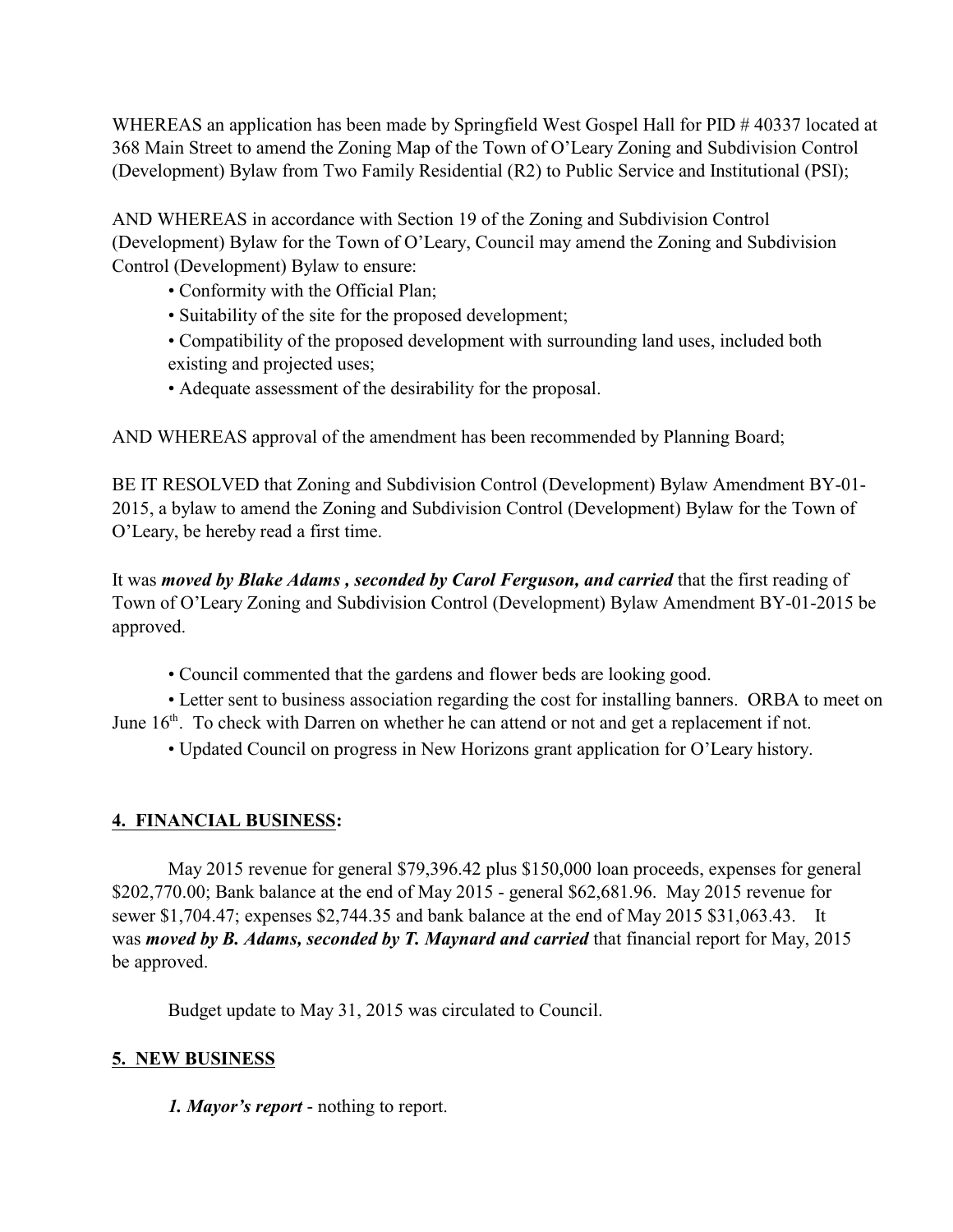WHEREAS an application has been made by Springfield West Gospel Hall for PID # 40337 located at 368 Main Street to amend the Zoning Map of the Town of O'Leary Zoning and Subdivision Control (Development) Bylaw from Two Family Residential (R2) to Public Service and Institutional (PSI);

AND WHEREAS in accordance with Section 19 of the Zoning and Subdivision Control (Development) Bylaw for the Town of O'Leary, Council may amend the Zoning and Subdivision Control (Development) Bylaw to ensure:

- Conformity with the Official Plan;
- Suitability of the site for the proposed development;
- Compatibility of the proposed development with surrounding land uses, included both existing and projected uses;
- Adequate assessment of the desirability for the proposal.

AND WHEREAS approval of the amendment has been recommended by Planning Board;

BE IT RESOLVED that Zoning and Subdivision Control (Development) Bylaw Amendment BY-01-2015, a bylaw to amend the Zoning and Subdivision Control (Development) Bylaw for the Town of O'Leary, be hereby read a first time.

It was ***moved by Blake Adams , seconded by Carol Ferguson, and carried*** that the first reading of Town of O'Leary Zoning and Subdivision Control (Development) Bylaw Amendment BY-01-2015 be approved.

- Council commented that the gardens and flower beds are looking good.
- Letter sent to business association regarding the cost for installing banners. ORBA to meet on June 16th. To check with Darren on whether he can attend or not and get a replacement if not.
- Updated Council on progress in New Horizons grant application for O'Leary history.

## 4. FINANCIAL BUSINESS:

May 2015 revenue for general $79,396.42 plus $150,000 loan proceeds, expenses for general $202,770.00; Bank balance at the end of May 2015 - general $62,681.96. May 2015 revenue for sewer $1,704.47; expenses $2,744.35 and bank balance at the end of May 2015 $31,063.43. It was ***moved by B. Adams, seconded by T. Maynard and carried*** that financial report for May, 2015 be approved.

Budget update to May 31, 2015 was circulated to Council.

## 5. NEW BUSINESS

***1. Mayor's report*** - nothing to report.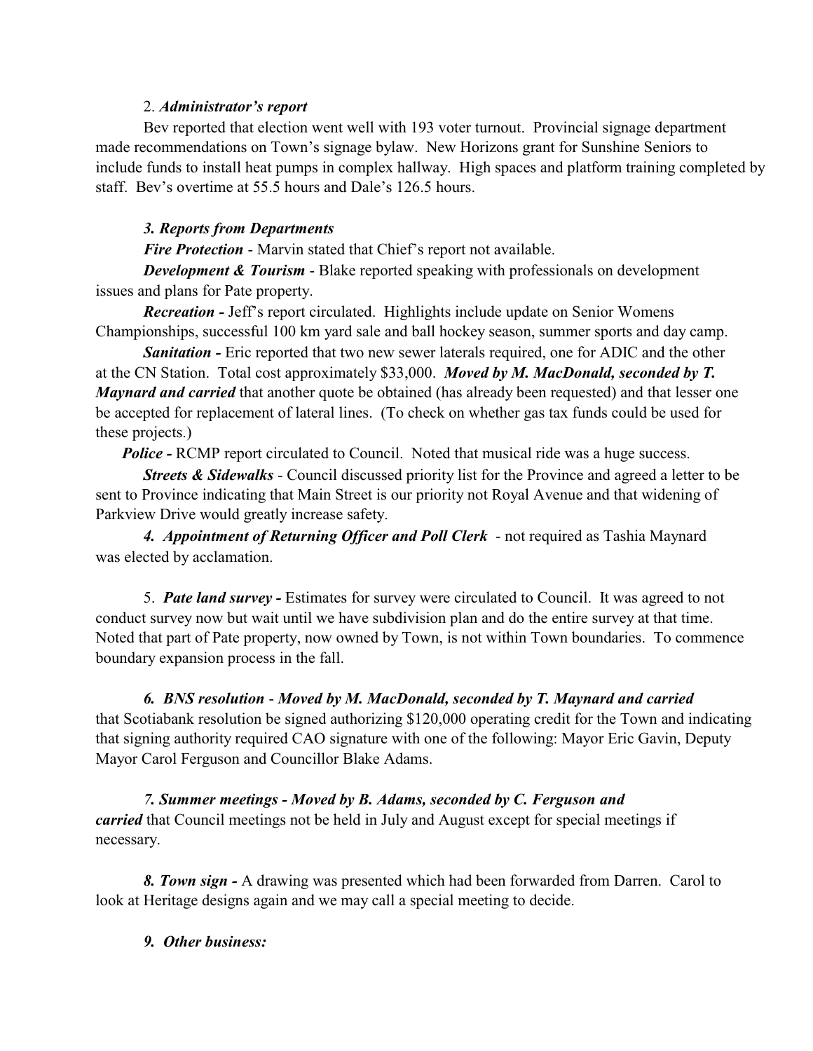2. ***Administrator's report***

Bev reported that election went well with 193 voter turnout. Provincial signage department made recommendations on Town's signage bylaw. New Horizons grant for Sunshine Seniors to include funds to install heat pumps in complex hallway. High spaces and platform training completed by staff. Bev's overtime at 55.5 hours and Dale's 126.5 hours.

***3. Reports from Departments***

***Fire Protection*** - Marvin stated that Chief's report not available.

***Development & Tourism*** - Blake reported speaking with professionals on development issues and plans for Pate property.

***Recreation -*** Jeff's report circulated. Highlights include update on Senior Womens Championships, successful 100 km yard sale and ball hockey season, summer sports and day camp.

***Sanitation -*** Eric reported that two new sewer laterals required, one for ADIC and the other at the CN Station. Total cost approximately $33,000. ***Moved by M. MacDonald, seconded by T. Maynard and carried*** that another quote be obtained (has already been requested) and that lesser one be accepted for replacement of lateral lines. (To check on whether gas tax funds could be used for these projects.)

***Police -*** RCMP report circulated to Council. Noted that musical ride was a huge success.

***Streets & Sidewalks*** - Council discussed priority list for the Province and agreed a letter to be sent to Province indicating that Main Street is our priority not Royal Avenue and that widening of Parkview Drive would greatly increase safety.

***4. Appointment of Returning Officer and Poll Clerk*** - not required as Tashia Maynard was elected by acclamation.

5. ***Pate land survey -*** Estimates for survey were circulated to Council. It was agreed to not conduct survey now but wait until we have subdivision plan and do the entire survey at that time. Noted that part of Pate property, now owned by Town, is not within Town boundaries. To commence boundary expansion process in the fall.

***6. BNS resolution*** - ***Moved by M. MacDonald, seconded by T. Maynard and carried*** that Scotiabank resolution be signed authorizing $120,000 operating credit for the Town and indicating that signing authority required CAO signature with one of the following: Mayor Eric Gavin, Deputy Mayor Carol Ferguson and Councillor Blake Adams.

***7. Summer meetings - Moved by B. Adams, seconded by C. Ferguson and carried*** that Council meetings not be held in July and August except for special meetings if necessary.

***8. Town sign -*** A drawing was presented which had been forwarded from Darren. Carol to look at Heritage designs again and we may call a special meeting to decide.

***9. Other business:***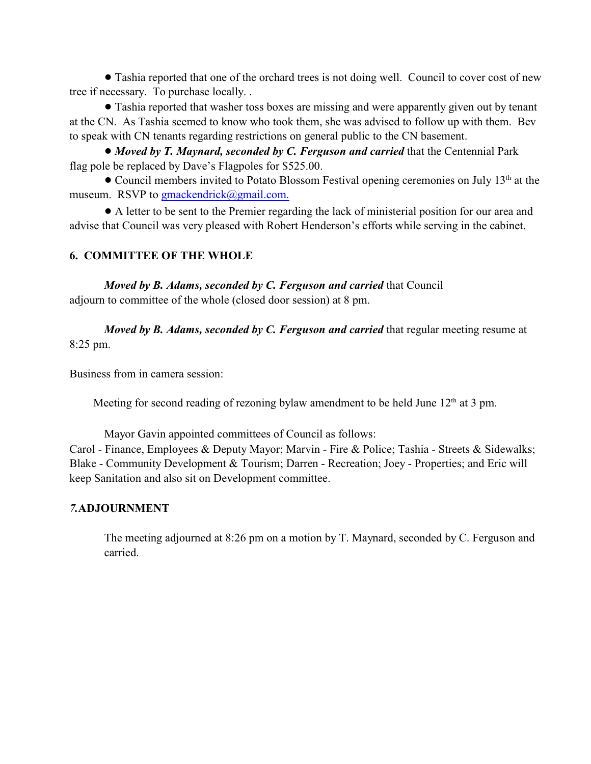● Tashia reported that one of the orchard trees is not doing well. Council to cover cost of new tree if necessary. To purchase locally. .

● Tashia reported that washer toss boxes are missing and were apparently given out by tenant at the CN. As Tashia seemed to know who took them, she was advised to follow up with them. Bev to speak with CN tenants regarding restrictions on general public to the CN basement.

● ***Moved by T. Maynard, seconded by C. Ferguson and carried*** that the Centennial Park flag pole be replaced by Dave's Flagpoles for $525.00.

● Council members invited to Potato Blossom Festival opening ceremonies on July 13th at the museum. RSVP to gmackendrick@gmail.com.

● A letter to be sent to the Premier regarding the lack of ministerial position for our area and advise that Council was very pleased with Robert Henderson's efforts while serving in the cabinet.

## 6. COMMITTEE OF THE WHOLE

***Moved by B. Adams, seconded by C. Ferguson and carried*** that Council adjourn to committee of the whole (closed door session) at 8 pm.

***Moved by B. Adams, seconded by C. Ferguson and carried*** that regular meeting resume at 8:25 pm.

Business from in camera session:

Meeting for second reading of rezoning bylaw amendment to be held June 12th at 3 pm.

Mayor Gavin appointed committees of Council as follows:
Carol - Finance, Employees & Deputy Mayor; Marvin - Fire & Police; Tashia - Streets & Sidewalks; Blake - Community Development & Tourism; Darren - Recreation; Joey - Properties; and Eric will keep Sanitation and also sit on Development committee.

## 7. ADJOURNMENT

The meeting adjourned at 8:26 pm on a motion by T. Maynard, seconded by C. Ferguson and carried.